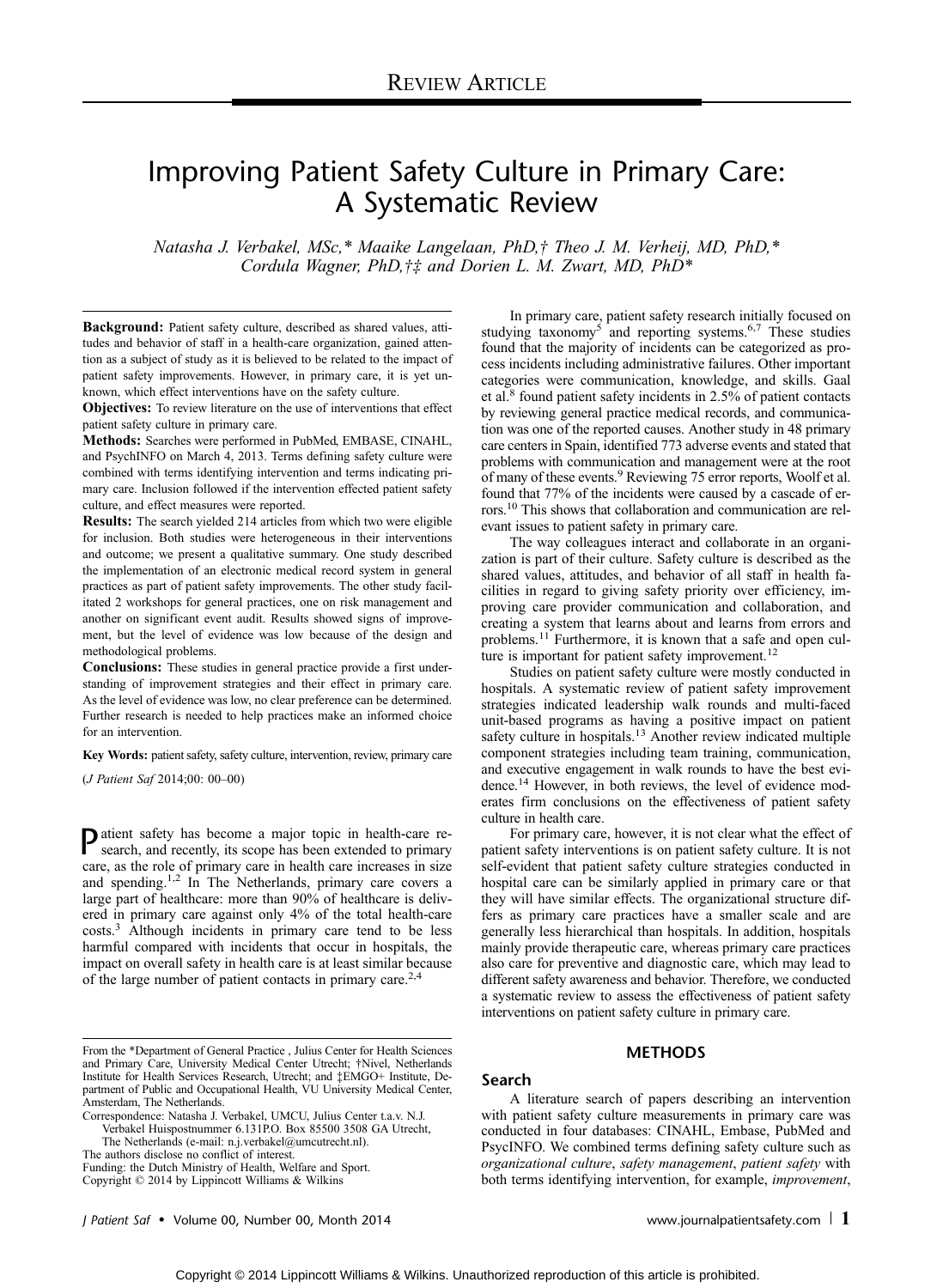REVIEW ARTICLE

# Improving Patient Safety Culture in Primary Care: A Systematic Review

*Natasha J. Verbakel, MSc,\* Maaike Langelaan, PhD,† Theo J. M. Verheij, MD, PhD,\* Cordula Wagner, PhD,†‡ and Dorien L. M. Zwart, MD, PhD\**

**Background:** Patient safety culture, described as shared values, attitudes and behavior of staff in a health-care organization, gained attention as a subject of study as it is believed to be related to the impact of patient safety improvements. However, in primary care, it is yet unknown, which effect interventions have on the safety culture.

**Objectives:** To review literature on the use of interventions that effect patient safety culture in primary care.

**Methods:** Searches were performed in PubMed, EMBASE, CINAHL, and PsychINFO on March 4, 2013. Terms defining safety culture were combined with terms identifying intervention and terms indicating primary care. Inclusion followed if the intervention effected patient safety culture, and effect measures were reported.

**Results:** The search yielded 214 articles from which two were eligible for inclusion. Both studies were heterogeneous in their interventions and outcome; we present a qualitative summary. One study described the implementation of an electronic medical record system in general practices as part of patient safety improvements. The other study facilitated 2 workshops for general practices, one on risk management and another on significant event audit. Results showed signs of improvement, but the level of evidence was low because of the design and methodological problems.

**Conclusions:** These studies in general practice provide a first understanding of improvement strategies and their effect in primary care. As the level of evidence was low, no clear preference can be determined. Further research is needed to help practices make an informed choice for an intervention.

**Key Words:** patient safety, safety culture, intervention, review, primary care

(*J Patient Saf* 2014;00: 00–00)

Patient safety has become a major topic in health-care research, and recently, its scope has been extended to primary care, as the role of primary care in health care increases in size and spending.[1,2] In The Netherlands, primary care covers a large part of healthcare: more than 90% of healthcare is delivered in primary care against only 4% of the total health-care costs.[3] Although incidents in primary care tend to be less harmful compared with incidents that occur in hospitals, the impact on overall safety in health care is at least similar because of the large number of patient contacts in primary care.[2,4]

In primary care, patient safety research initially focused on studying taxonomy[5] and reporting systems.[6,7] These studies found that the majority of incidents can be categorized as process incidents including administrative failures. Other important categories were communication, knowledge, and skills. Gaal et al.[8] found patient safety incidents in 2.5% of patient contacts by reviewing general practice medical records, and communication was one of the reported causes. Another study in 48 primary care centers in Spain, identified 773 adverse events and stated that problems with communication and management were at the root of many of these events.[9] Reviewing 75 error reports, Woolf et al. found that 77% of the incidents were caused by a cascade of errors.[10] This shows that collaboration and communication are relevant issues to patient safety in primary care.

The way colleagues interact and collaborate in an organization is part of their culture. Safety culture is described as the shared values, attitudes, and behavior of all staff in health facilities in regard to giving safety priority over efficiency, improving care provider communication and collaboration, and creating a system that learns about and learns from errors and problems.[11] Furthermore, it is known that a safe and open culture is important for patient safety improvement.[12]

Studies on patient safety culture were mostly conducted in hospitals. A systematic review of patient safety improvement strategies indicated leadership walk rounds and multi-faced unit-based programs as having a positive impact on patient safety culture in hospitals.[13] Another review indicated multiple component strategies including team training, communication, and executive engagement in walk rounds to have the best evidence.[14] However, in both reviews, the level of evidence moderates firm conclusions on the effectiveness of patient safety culture in health care.

For primary care, however, it is not clear what the effect of patient safety interventions is on patient safety culture. It is not self-evident that patient safety culture strategies conducted in hospital care can be similarly applied in primary care or that they will have similar effects. The organizational structure differs as primary care practices have a smaller scale and are generally less hierarchical than hospitals. In addition, hospitals mainly provide therapeutic care, whereas primary care practices also care for preventive and diagnostic care, which may lead to different safety awareness and behavior. Therefore, we conducted a systematic review to assess the effectiveness of patient safety interventions on patient safety culture in primary care.

## METHODS

### Search

A literature search of papers describing an intervention with patient safety culture measurements in primary care was conducted in four databases: CINAHL, Embase, PubMed and PsycINFO. We combined terms defining safety culture such as *organizational culture*, *safety management*, *patient safety* with both terms identifying intervention, for example, *improvement*,

From the \*Department of General Practice, Julius Center for Health Sciences and Primary Care, University Medical Center Utrecht; †Nivel, Netherlands Institute for Health Services Research, Utrecht; and ‡EMGO+ Institute, Department of Public and Occupational Health, VU University Medical Center, Amsterdam, The Netherlands.

Correspondence: Natasha J. Verbakel, UMCU, Julius Center t.a.v. N.J. Verbakel Huispostnummer 6.131P.O. Box 85500 3508 GA Utrecht, The Netherlands (e-mail: n.j.verbakel@umcutrecht.nl).

The authors disclose no conflict of interest.

Funding: the Dutch Ministry of Health, Welfare and Sport.

Copyright © 2014 by Lippincott Williams & Wilkins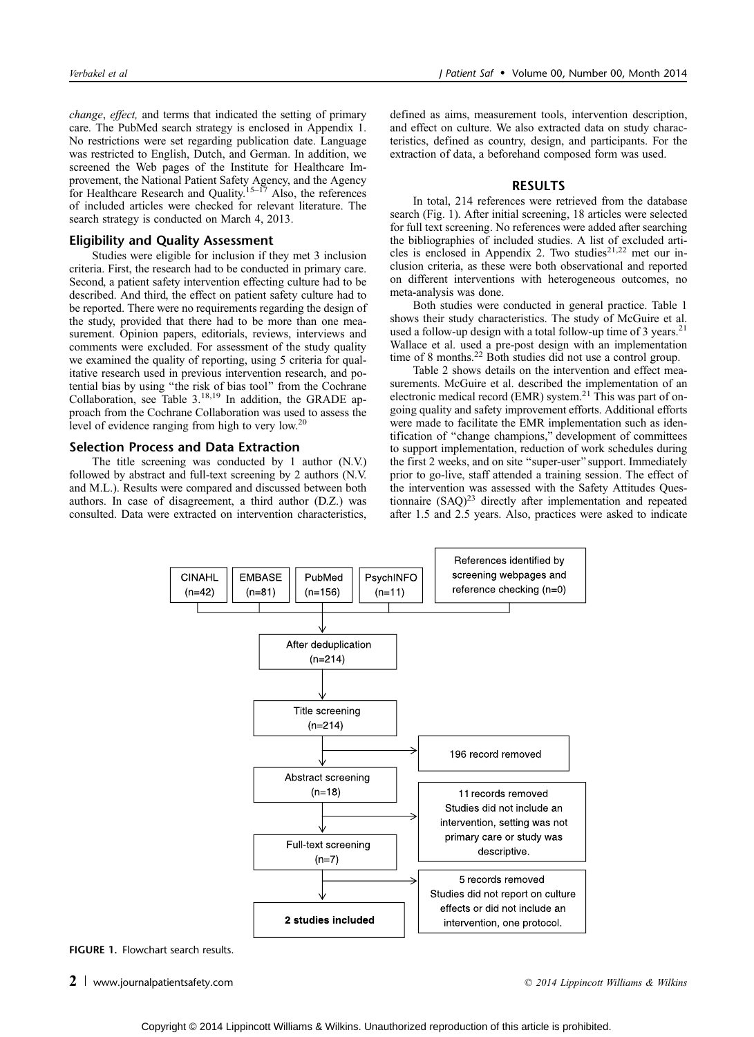*change*, *effect,* and terms that indicated the setting of primary care. The PubMed search strategy is enclosed in Appendix 1. No restrictions were set regarding publication date. Language was restricted to English, Dutch, and German. In addition, we screened the Web pages of the Institute for Healthcare Improvement, the National Patient Safety Agency, and the Agency for Healthcare Research and Quality.[15–17] Also, the references of included articles were checked for relevant literature. The search strategy is conducted on March 4, 2013.

### Eligibility and Quality Assessment

Studies were eligible for inclusion if they met 3 inclusion criteria. First, the research had to be conducted in primary care. Second, a patient safety intervention effecting culture had to be described. And third, the effect on patient safety culture had to be reported. There were no requirements regarding the design of the study, provided that there had to be more than one measurement. Opinion papers, editorials, reviews, interviews and comments were excluded. For assessment of the study quality we examined the quality of reporting, using 5 criteria for qualitative research used in previous intervention research, and potential bias by using "the risk of bias tool" from the Cochrane Collaboration, see Table 3.[18,19] In addition, the GRADE approach from the Cochrane Collaboration was used to assess the level of evidence ranging from high to very low.[20]

### Selection Process and Data Extraction

The title screening was conducted by 1 author (N.V.) followed by abstract and full-text screening by 2 authors (N.V. and M.L.). Results were compared and discussed between both authors. In case of disagreement, a third author (D.Z.) was consulted. Data were extracted on intervention characteristics, defined as aims, measurement tools, intervention description, and effect on culture. We also extracted data on study characteristics, defined as country, design, and participants. For the extraction of data, a beforehand composed form was used.

## RESULTS

In total, 214 references were retrieved from the database search (Fig. 1). After initial screening, 18 articles were selected for full text screening. No references were added after searching the bibliographies of included studies. A list of excluded articles is enclosed in Appendix 2. Two studies[21,22] met our inclusion criteria, as these were both observational and reported on different interventions with heterogeneous outcomes, no meta-analysis was done.

Both studies were conducted in general practice. Table 1 shows their study characteristics. The study of McGuire et al. used a follow-up design with a total follow-up time of 3 years.[21] Wallace et al. used a pre-post design with an implementation time of 8 months.[22] Both studies did not use a control group.

Table 2 shows details on the intervention and effect measurements. McGuire et al. described the implementation of an electronic medical record (EMR) system.[21] This was part of ongoing quality and safety improvement efforts. Additional efforts were made to facilitate the EMR implementation such as identification of "change champions," development of committees to support implementation, reduction of work schedules during the first 2 weeks, and on site "super-user" support. Immediately prior to go-live, staff attended a training session. The effect of the intervention was assessed with the Safety Attitudes Questionnaire (SAQ)[23] directly after implementation and repeated after 1.5 and 2.5 years. Also, practices were asked to indicate

CINAHL (n=42) | EMBASE (n=81) | PubMed (n=156) | PsychINFO (n=11) | References identified by screening webpages and reference checking (n=0)

After deduplication (n=214)

Title screening (n=214) → 196 record removed

Abstract screening (n=18) → 11 records removed. Studies did not include an intervention, setting was not primary care or study was descriptive.

Full-text screening (n=7) → 5 records removed. Studies did not report on culture effects or did not include an intervention, one protocol.

**2 studies included**

**FIGURE 1.** Flowchart search results.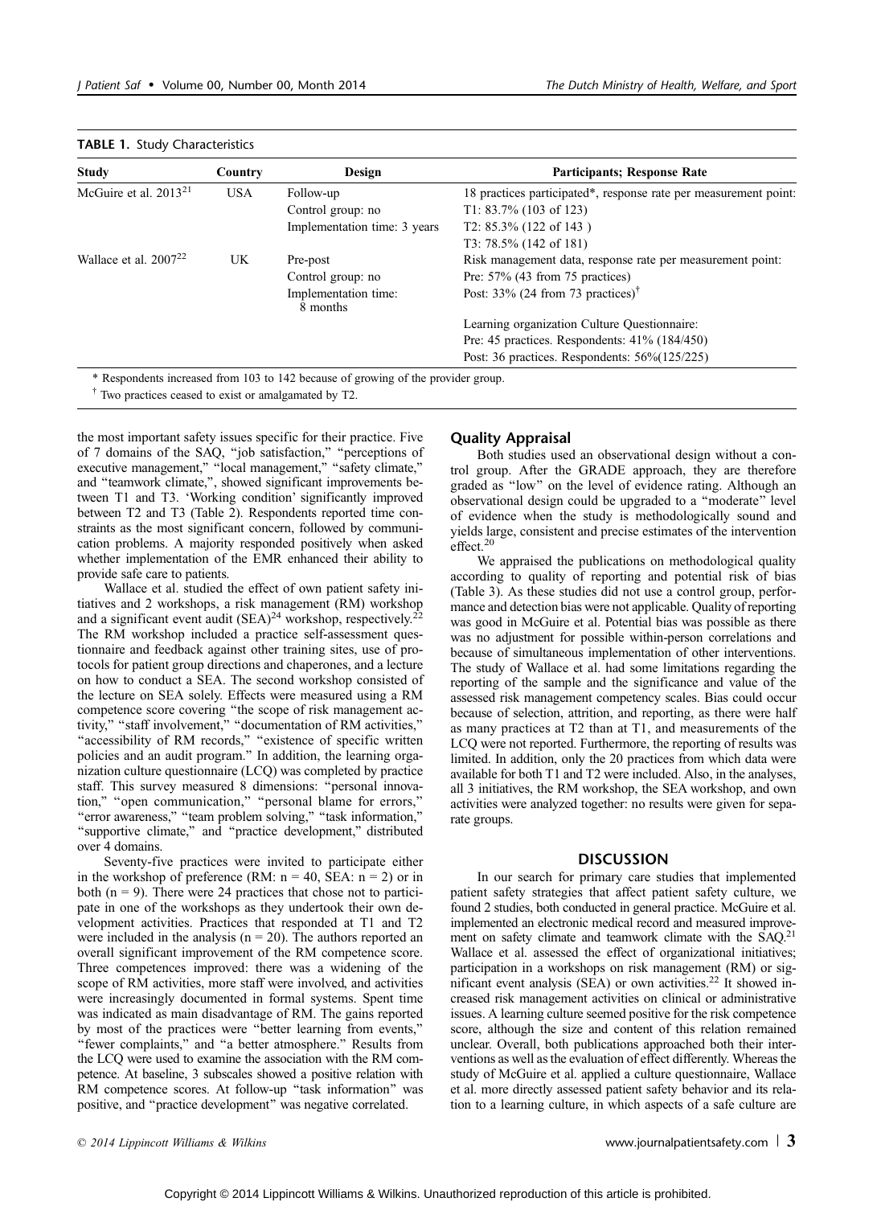**TABLE 1.** Study Characteristics

| Study | Country | Design | Participants; Response Rate |
|---|---|---|---|
| McGuire et al. 2013[21] | USA | Follow-up | 18 practices participated*, response rate per measurement point: |
| | | Control group: no | T1: 83.7% (103 of 123) |
| | | Implementation time: 3 years | T2: 85.3% (122 of 143 ) |
| | | | T3: 78.5% (142 of 181) |
| Wallace et al. 2007[22] | UK | Pre-post | Risk management data, response rate per measurement point: |
| | | Control group: no | Pre: 57% (43 from 75 practices) |
| | | Implementation time: 8 months | Post: 33% (24 from 73 practices)† |
| | | | Learning organization Culture Questionnaire: |
| | | | Pre: 45 practices. Respondents: 41% (184/450) |
| | | | Post: 36 practices. Respondents: 56%(125/225) |

\* Respondents increased from 103 to 142 because of growing of the provider group.

† Two practices ceased to exist or amalgamated by T2.

the most important safety issues specific for their practice. Five of 7 domains of the SAQ, "job satisfaction," "perceptions of executive management," "local management," "safety climate," and "teamwork climate,", showed significant improvements between T1 and T3. 'Working condition' significantly improved between T2 and T3 (Table 2). Respondents reported time constraints as the most significant concern, followed by communication problems. A majority responded positively when asked whether implementation of the EMR enhanced their ability to provide safe care to patients.

Wallace et al. studied the effect of own patient safety initiatives and 2 workshops, a risk management (RM) workshop and a significant event audit (SEA)[24] workshop, respectively.[22] The RM workshop included a practice self-assessment questionnaire and feedback against other training sites, use of protocols for patient group directions and chaperones, and a lecture on how to conduct a SEA. The second workshop consisted of the lecture on SEA solely. Effects were measured using a RM competence score covering "the scope of risk management activity," "staff involvement," "documentation of RM activities," "accessibility of RM records," "existence of specific written policies and an audit program." In addition, the learning organization culture questionnaire (LCQ) was completed by practice staff. This survey measured 8 dimensions: "personal innovation," "open communication," "personal blame for errors," "error awareness," "team problem solving," "task information," "supportive climate," and "practice development," distributed over 4 domains.

Seventy-five practices were invited to participate either in the workshop of preference (RM: n = 40, SEA: n = 2) or in both (n = 9). There were 24 practices that chose not to participate in one of the workshops as they undertook their own development activities. Practices that responded at T1 and T2 were included in the analysis (n = 20). The authors reported an overall significant improvement of the RM competence score. Three competences improved: there was a widening of the scope of RM activities, more staff were involved, and activities were increasingly documented in formal systems. Spent time was indicated as main disadvantage of RM. The gains reported by most of the practices were "better learning from events," "fewer complaints," and "a better atmosphere." Results from the LCQ were used to examine the association with the RM competence. At baseline, 3 subscales showed a positive relation with RM competence scores. At follow-up "task information" was positive, and "practice development" was negative correlated.

## Quality Appraisal

Both studies used an observational design without a control group. After the GRADE approach, they are therefore graded as "low" on the level of evidence rating. Although an observational design could be upgraded to a "moderate" level of evidence when the study is methodologically sound and yields large, consistent and precise estimates of the intervention effect.[20]

We appraised the publications on methodological quality according to quality of reporting and potential risk of bias (Table 3). As these studies did not use a control group, performance and detection bias were not applicable. Quality of reporting was good in McGuire et al. Potential bias was possible as there was no adjustment for possible within-person correlations and because of simultaneous implementation of other interventions. The study of Wallace et al. had some limitations regarding the reporting of the sample and the significance and value of the assessed risk management competency scales. Bias could occur because of selection, attrition, and reporting, as there were half as many practices at T2 than at T1, and measurements of the LCQ were not reported. Furthermore, the reporting of results was limited. In addition, only the 20 practices from which data were available for both T1 and T2 were included. Also, in the analyses, all 3 initiatives, the RM workshop, the SEA workshop, and own activities were analyzed together: no results were given for separate groups.

# DISCUSSION

In our search for primary care studies that implemented patient safety strategies that affect patient safety culture, we found 2 studies, both conducted in general practice. McGuire et al. implemented an electronic medical record and measured improvement on safety climate and teamwork climate with the SAQ.[21] Wallace et al. assessed the effect of organizational initiatives; participation in a workshops on risk management (RM) or significant event analysis (SEA) or own activities.[22] It showed increased risk management activities on clinical or administrative issues. A learning culture seemed positive for the risk competence score, although the size and content of this relation remained unclear. Overall, both publications approached both their interventions as well as the evaluation of effect differently. Whereas the study of McGuire et al. applied a culture questionnaire, Wallace et al. more directly assessed patient safety behavior and its relation to a learning culture, in which aspects of a safe culture are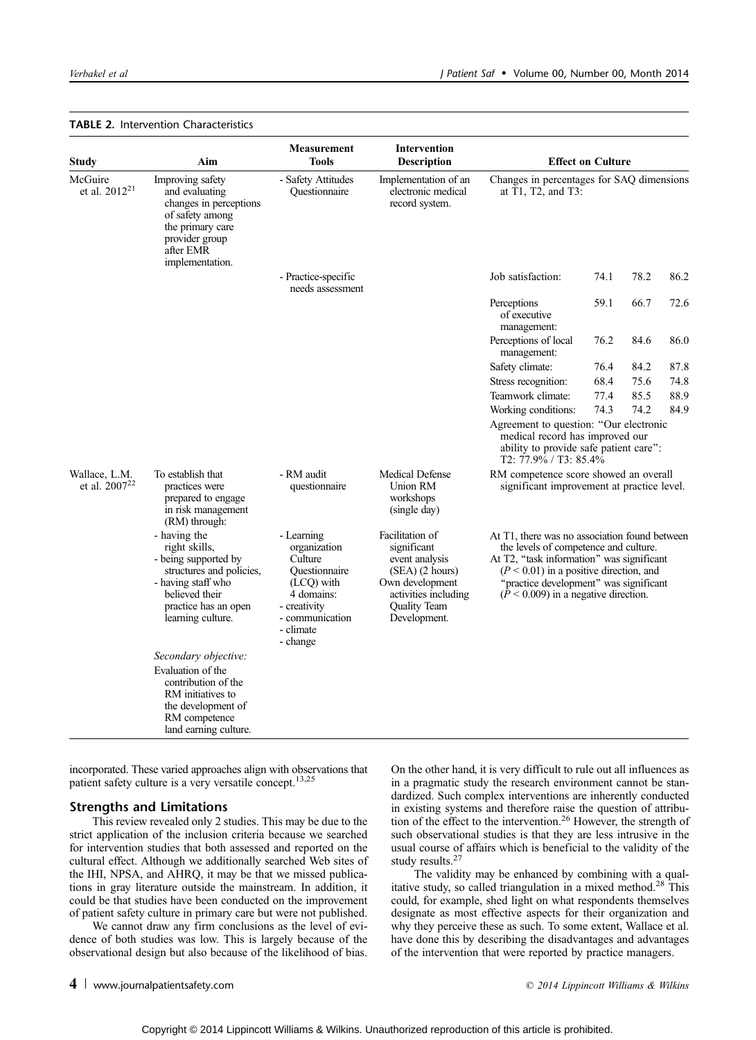**TABLE 2.** Intervention Characteristics

| Study | Aim | Measurement Tools | Intervention Description | Effect on Culture | | | |
|---|---|---|---|---|---|---|---|
| McGuire et al. 2012[21] | Improving safety and evaluating changes in perceptions of safety among the primary care provider group after EMR implementation. | - Safety Attitudes Questionnaire | Implementation of an electronic medical record system. | Changes in percentages for SAQ dimensions at T1, T2, and T3: | | | |
| | | - Practice-specific needs assessment | | Job satisfaction: | 74.1 | 78.2 | 86.2 |
| | | | | Perceptions of executive management: | 59.1 | 66.7 | 72.6 |
| | | | | Perceptions of local management: | 76.2 | 84.6 | 86.0 |
| | | | | Safety climate: | 76.4 | 84.2 | 87.8 |
| | | | | Stress recognition: | 68.4 | 75.6 | 74.8 |
| | | | | Teamwork climate: | 77.4 | 85.5 | 88.9 |
| | | | | Working conditions: | 74.3 | 74.2 | 84.9 |
| | | | | Agreement to question: "Our electronic medical record has improved our ability to provide safe patient care": T2: 77.9% / T3: 85.4% | | | |
| Wallace, L.M. et al. 2007[22] | To establish that practices were prepared to engage in risk management (RM) through: | - RM audit questionnaire | Medical Defense Union RM workshops (single day) | RM competence score showed an overall significant improvement at practice level. | | | |
| | - having the right skills,<br>- being supported by structures and policies,<br>- having staff who believed their practice has an open learning culture. | - Learning organization Culture Questionnaire (LCQ) with 4 domains:<br>- creativity<br>- communication<br>- climate<br>- change | Facilitation of significant event analysis (SEA) (2 hours)<br>Own development activities including Quality Team Development. | At T1, there was no association found between the levels of competence and culture.<br>At T2, "task information" was significant ($P < 0.01$) in a positive direction, and "practice development" was significant ($P < 0.009$) in a negative direction. | | | |
| | *Secondary objective:*<br>Evaluation of the contribution of the RM initiatives to the development of RM competence land earning culture. | | | | | | |

incorporated. These varied approaches align with observations that patient safety culture is a very versatile concept.[13,25]

### Strengths and Limitations

This review revealed only 2 studies. This may be due to the strict application of the inclusion criteria because we searched for intervention studies that both assessed and reported on the cultural effect. Although we additionally searched Web sites of the IHI, NPSA, and AHRQ, it may be that we missed publications in gray literature outside the mainstream. In addition, it could be that studies have been conducted on the improvement of patient safety culture in primary care but were not published.

We cannot draw any firm conclusions as the level of evidence of both studies was low. This is largely because of the observational design but also because of the likelihood of bias. On the other hand, it is very difficult to rule out all influences as in a pragmatic study the research environment cannot be standardized. Such complex interventions are inherently conducted in existing systems and therefore raise the question of attribution of the effect to the intervention.[26] However, the strength of such observational studies is that they are less intrusive in the usual course of affairs which is beneficial to the validity of the study results.[27]

The validity may be enhanced by combining with a qualitative study, so called triangulation in a mixed method.[28] This could, for example, shed light on what respondents themselves designate as most effective aspects for their organization and why they perceive these as such. To some extent, Wallace et al. have done this by describing the disadvantages and advantages of the intervention that were reported by practice managers.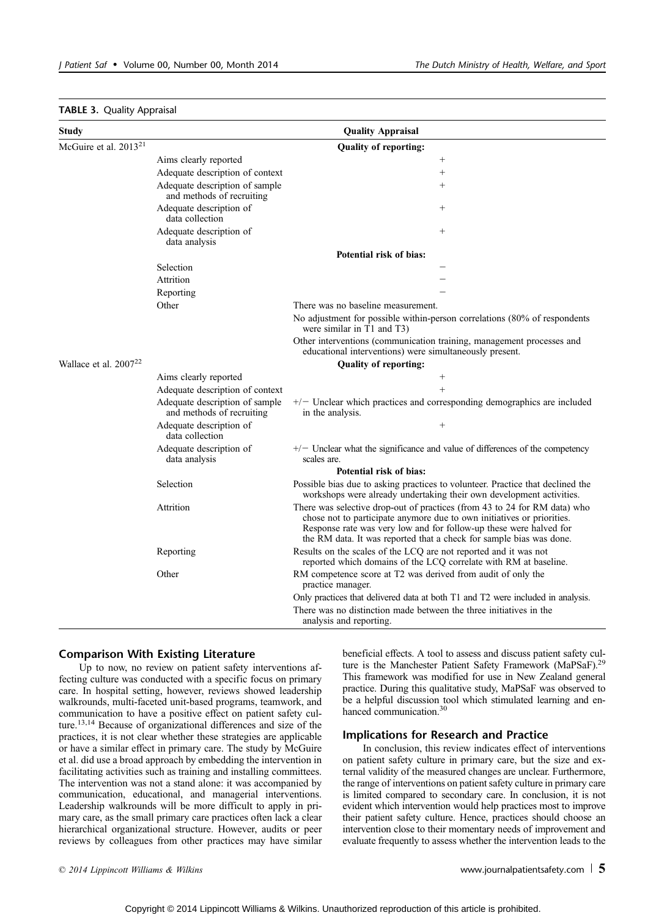**TABLE 3.** Quality Appraisal

| Study | | Quality Appraisal |
|---|---|---|
| McGuire et al. 2013[21] | | **Quality of reporting:** |
| | Aims clearly reported | + |
| | Adequate description of context | + |
| | Adequate description of sample and methods of recruiting | + |
| | Adequate description of data collection | + |
| | Adequate description of data analysis | + |
| | | **Potential risk of bias:** |
| | Selection | − |
| | Attrition | − |
| | Reporting | − |
| | Other | There was no baseline measurement. |
| | | No adjustment for possible within-person correlations (80% of respondents were similar in T1 and T3) |
| | | Other interventions (communication training, management processes and educational interventions) were simultaneously present. |
| Wallace et al. 2007[22] | | **Quality of reporting:** |
| | Aims clearly reported | + |
| | Adequate description of context | + |
| | Adequate description of sample and methods of recruiting | +/− Unclear which practices and corresponding demographics are included in the analysis. |
| | Adequate description of data collection | + |
| | Adequate description of data analysis | +/− Unclear what the significance and value of differences of the competency scales are. |
| | | **Potential risk of bias:** |
| | Selection | Possible bias due to asking practices to volunteer. Practice that declined the workshops were already undertaking their own development activities. |
| | Attrition | There was selective drop-out of practices (from 43 to 24 for RM data) who chose not to participate anymore due to own initiatives or priorities. Response rate was very low and for follow-up these were halved for the RM data. It was reported that a check for sample bias was done. |
| | Reporting | Results on the scales of the LCQ are not reported and it was not reported which domains of the LCQ correlate with RM at baseline. |
| | Other | RM competence score at T2 was derived from audit of only the practice manager. |
| | | Only practices that delivered data at both T1 and T2 were included in analysis. |
| | | There was no distinction made between the three initiatives in the analysis and reporting. |

## Comparison With Existing Literature

Up to now, no review on patient safety interventions affecting culture was conducted with a specific focus on primary care. In hospital setting, however, reviews showed leadership walkrounds, multi-faceted unit-based programs, teamwork, and communication to have a positive effect on patient safety culture.[13,14] Because of organizational differences and size of the practices, it is not clear whether these strategies are applicable or have a similar effect in primary care. The study by McGuire et al. did use a broad approach by embedding the intervention in facilitating activities such as training and installing committees. The intervention was not a stand alone: it was accompanied by communication, educational, and managerial interventions. Leadership walkrounds will be more difficult to apply in primary care, as the small primary care practices often lack a clear hierarchical organizational structure. However, audits or peer reviews by colleagues from other practices may have similar beneficial effects. A tool to assess and discuss patient safety culture is the Manchester Patient Safety Framework (MaPSaF).[29] This framework was modified for use in New Zealand general practice. During this qualitative study, MaPSaF was observed to be a helpful discussion tool which stimulated learning and enhanced communication.[30]

## Implications for Research and Practice

In conclusion, this review indicates effect of interventions on patient safety culture in primary care, but the size and external validity of the measured changes are unclear. Furthermore, the range of interventions on patient safety culture in primary care is limited compared to secondary care. In conclusion, it is not evident which intervention would help practices most to improve their patient safety culture. Hence, practices should choose an intervention close to their momentary needs of improvement and evaluate frequently to assess whether the intervention leads to the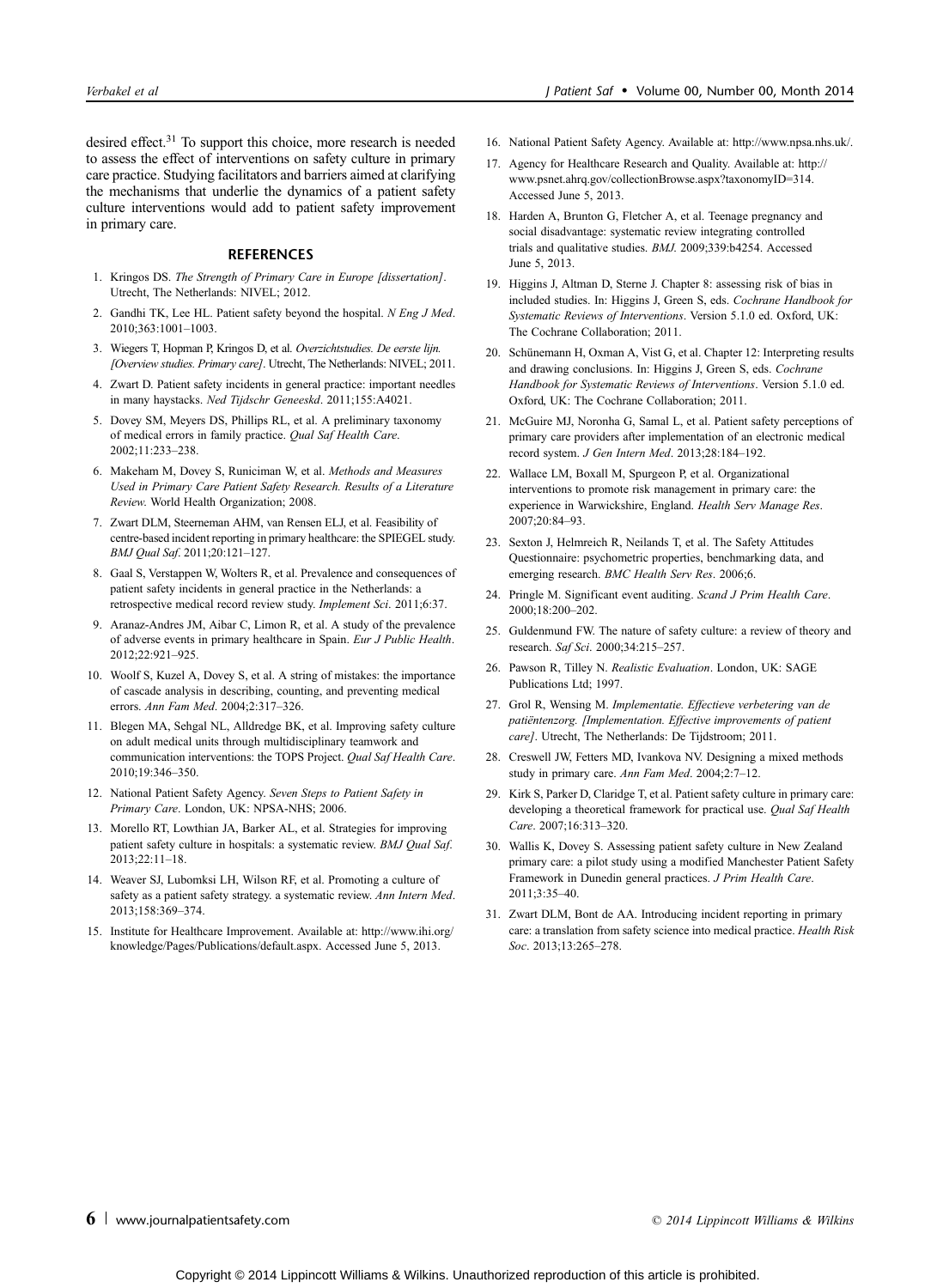desired effect.[31] To support this choice, more research is needed to assess the effect of interventions on safety culture in primary care practice. Studying facilitators and barriers aimed at clarifying the mechanisms that underlie the dynamics of a patient safety culture interventions would add to patient safety improvement in primary care.

## REFERENCES

1. Kringos DS. *The Strength of Primary Care in Europe [dissertation]*. Utrecht, The Netherlands: NIVEL; 2012.
2. Gandhi TK, Lee HL. Patient safety beyond the hospital. *N Eng J Med*. 2010;363:1001–1003.
3. Wiegers T, Hopman P, Kringos D, et al. *Overzichtstudies. De eerste lijn. [Overview studies. Primary care]*. Utrecht, The Netherlands: NIVEL; 2011.
4. Zwart D. Patient safety incidents in general practice: important needles in many haystacks. *Ned Tijdschr Geneeskd*. 2011;155:A4021.
5. Dovey SM, Meyers DS, Phillips RL, et al. A preliminary taxonomy of medical errors in family practice. *Qual Saf Health Care*. 2002;11:233–238.
6. Makeham M, Dovey S, Runiciman W, et al. *Methods and Measures Used in Primary Care Patient Safety Research. Results of a Literature Review.* World Health Organization; 2008.
7. Zwart DLM, Steerneman AHM, van Rensen ELJ, et al. Feasibility of centre-based incident reporting in primary healthcare: the SPIEGEL study. *BMJ Qual Saf*. 2011;20:121–127.
8. Gaal S, Verstappen W, Wolters R, et al. Prevalence and consequences of patient safety incidents in general practice in the Netherlands: a retrospective medical record review study. *Implement Sci*. 2011;6:37.
9. Aranaz-Andres JM, Aibar C, Limon R, et al. A study of the prevalence of adverse events in primary healthcare in Spain. *Eur J Public Health*. 2012;22:921–925.
10. Woolf S, Kuzel A, Dovey S, et al. A string of mistakes: the importance of cascade analysis in describing, counting, and preventing medical errors. *Ann Fam Med*. 2004;2:317–326.
11. Blegen MA, Sehgal NL, Alldredge BK, et al. Improving safety culture on adult medical units through multidisciplinary teamwork and communication interventions: the TOPS Project. *Qual Saf Health Care*. 2010;19:346–350.
12. National Patient Safety Agency. *Seven Steps to Patient Safety in Primary Care*. London, UK: NPSA-NHS; 2006.
13. Morello RT, Lowthian JA, Barker AL, et al. Strategies for improving patient safety culture in hospitals: a systematic review. *BMJ Qual Saf*. 2013;22:11–18.
14. Weaver SJ, Lubomksi LH, Wilson RF, et al. Promoting a culture of safety as a patient safety strategy. a systematic review. *Ann Intern Med*. 2013;158:369–374.
15. Institute for Healthcare Improvement. Available at: http://www.ihi.org/knowledge/Pages/Publications/default.aspx. Accessed June 5, 2013.
16. National Patient Safety Agency. Available at: http://www.npsa.nhs.uk/.
17. Agency for Healthcare Research and Quality. Available at: http://www.psnet.ahrq.gov/collectionBrowse.aspx?taxonomyID=314. Accessed June 5, 2013.
18. Harden A, Brunton G, Fletcher A, et al. Teenage pregnancy and social disadvantage: systematic review integrating controlled trials and qualitative studies. *BMJ*. 2009;339:b4254. Accessed June 5, 2013.
19. Higgins J, Altman D, Sterne J. Chapter 8: assessing risk of bias in included studies. In: Higgins J, Green S, eds. *Cochrane Handbook for Systematic Reviews of Interventions*. Version 5.1.0 ed. Oxford, UK: The Cochrane Collaboration; 2011.
20. Schünemann H, Oxman A, Vist G, et al. Chapter 12: Interpreting results and drawing conclusions. In: Higgins J, Green S, eds. *Cochrane Handbook for Systematic Reviews of Interventions*. Version 5.1.0 ed. Oxford, UK: The Cochrane Collaboration; 2011.
21. McGuire MJ, Noronha G, Samal L, et al. Patient safety perceptions of primary care providers after implementation of an electronic medical record system. *J Gen Intern Med*. 2013;28:184–192.
22. Wallace LM, Boxall M, Spurgeon P, et al. Organizational interventions to promote risk management in primary care: the experience in Warwickshire, England. *Health Serv Manage Res*. 2007;20:84–93.
23. Sexton J, Helmreich R, Neilands T, et al. The Safety Attitudes Questionnaire: psychometric properties, benchmarking data, and emerging research. *BMC Health Serv Res*. 2006;6.
24. Pringle M. Significant event auditing. *Scand J Prim Health Care*. 2000;18:200–202.
25. Guldenmund FW. The nature of safety culture: a review of theory and research. *Saf Sci*. 2000;34:215–257.
26. Pawson R, Tilley N. *Realistic Evaluation*. London, UK: SAGE Publications Ltd; 1997.
27. Grol R, Wensing M. *Implementatie. Effectieve verbetering van de patiëntenzorg. [Implementation. Effective improvements of patient care]*. Utrecht, The Netherlands: De Tijdstroom; 2011.
28. Creswell JW, Fetters MD, Ivankova NV. Designing a mixed methods study in primary care. *Ann Fam Med*. 2004;2:7–12.
29. Kirk S, Parker D, Claridge T, et al. Patient safety culture in primary care: developing a theoretical framework for practical use. *Qual Saf Health Care*. 2007;16:313–320.
30. Wallis K, Dovey S. Assessing patient safety culture in New Zealand primary care: a pilot study using a modified Manchester Patient Safety Framework in Dunedin general practices. *J Prim Health Care*. 2011;3:35–40.
31. Zwart DLM, Bont de AA. Introducing incident reporting in primary care: a translation from safety science into medical practice. *Health Risk Soc*. 2013;13:265–278.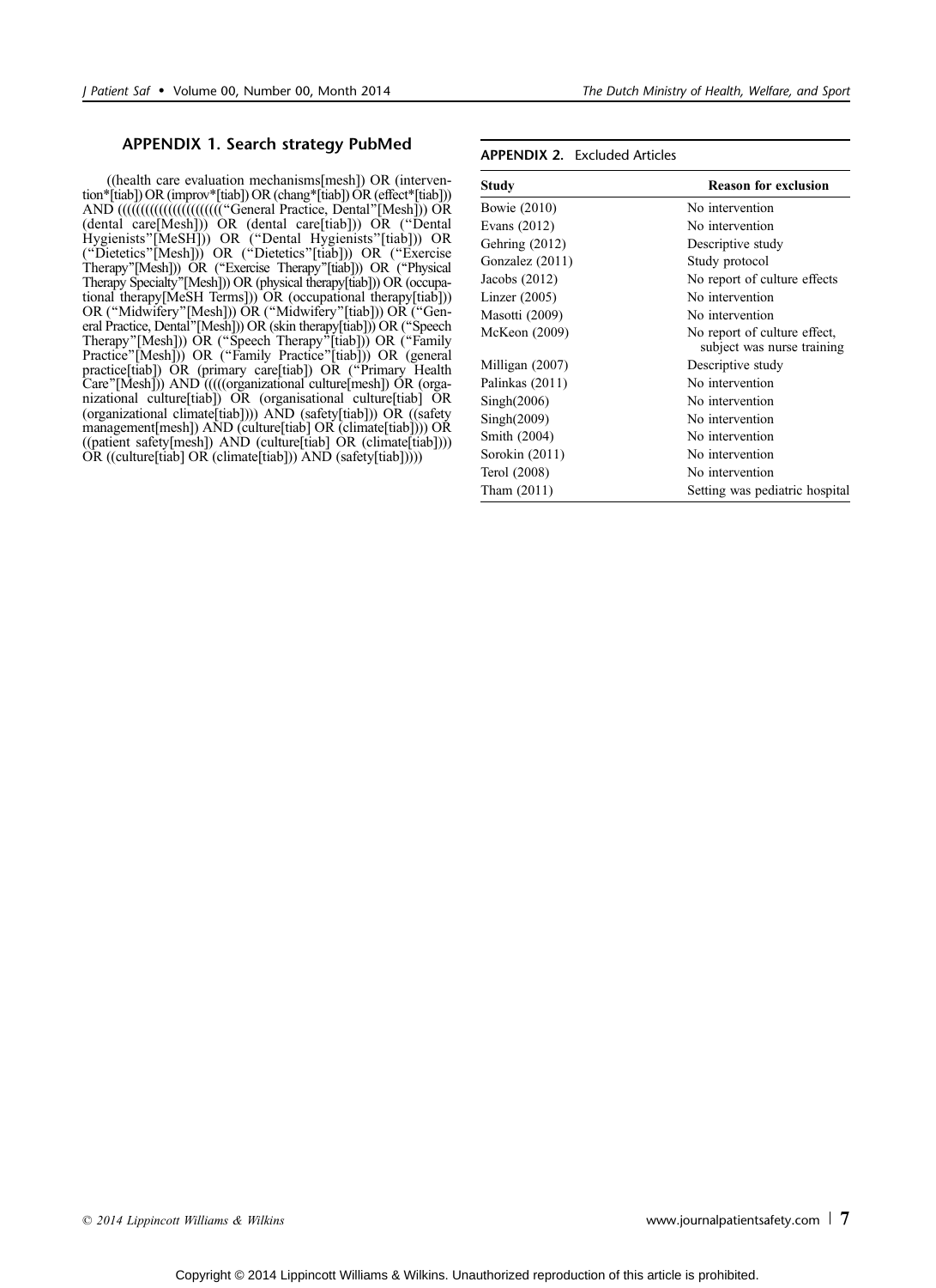## APPENDIX 1. Search strategy PubMed

((health care evaluation mechanisms[mesh]) OR (intervention*[tiab]) OR (improv*[tiab]) OR (chang*[tiab]) OR (effect*[tiab])) AND ((((((((((((((((((((("General Practice, Dental"[Mesh])) OR (dental care[Mesh])) OR (dental care[tiab])) OR ("Dental Hygienists"[MeSH])) OR ("Dental Hygienists"[tiab])) OR ("Dietetics"[Mesh])) OR ("Dietetics"[tiab])) OR ("Exercise Therapy"[Mesh])) OR ("Exercise Therapy"[tiab])) OR ("Physical Therapy Specialty"[Mesh])) OR (physical therapy[tiab])) OR (occupational therapy[MeSH Terms])) OR (occupational therapy[tiab])) OR ("Midwifery"[Mesh])) OR ("Midwifery"[tiab])) OR ("General Practice, Dental"[Mesh])) OR (skin therapy[tiab])) OR ("Speech Therapy"[Mesh])) OR ("Speech Therapy"[tiab])) OR ("Family Practice"[Mesh])) OR ("Family Practice"[tiab])) OR (general practice[tiab]) OR (primary care[tiab]) OR ("Primary Health Care"[Mesh])) AND (((((organizational culture[mesh]) OR (organizational culture[tiab]) OR (organisational culture[tiab] OR (organizational climate[tiab]))) AND (safety[tiab])) OR ((safety management[mesh]) AND (culture[tiab] OR (climate[tiab]))) OR ((patient safety[mesh]) AND (culture[tiab] OR (climate[tiab]))) OR ((culture[tiab] OR (climate[tiab])) AND (safety[tiab]))))

**APPENDIX 2.** Excluded Articles

| Study | Reason for exclusion |
|---|---|
| Bowie (2010) | No intervention |
| Evans (2012) | No intervention |
| Gehring (2012) | Descriptive study |
| Gonzalez (2011) | Study protocol |
| Jacobs (2012) | No report of culture effects |
| Linzer (2005) | No intervention |
| Masotti (2009) | No intervention |
| McKeon (2009) | No report of culture effect, subject was nurse training |
| Milligan (2007) | Descriptive study |
| Palinkas (2011) | No intervention |
| Singh(2006) | No intervention |
| Singh(2009) | No intervention |
| Smith (2004) | No intervention |
| Sorokin (2011) | No intervention |
| Terol (2008) | No intervention |
| Tham (2011) | Setting was pediatric hospital |